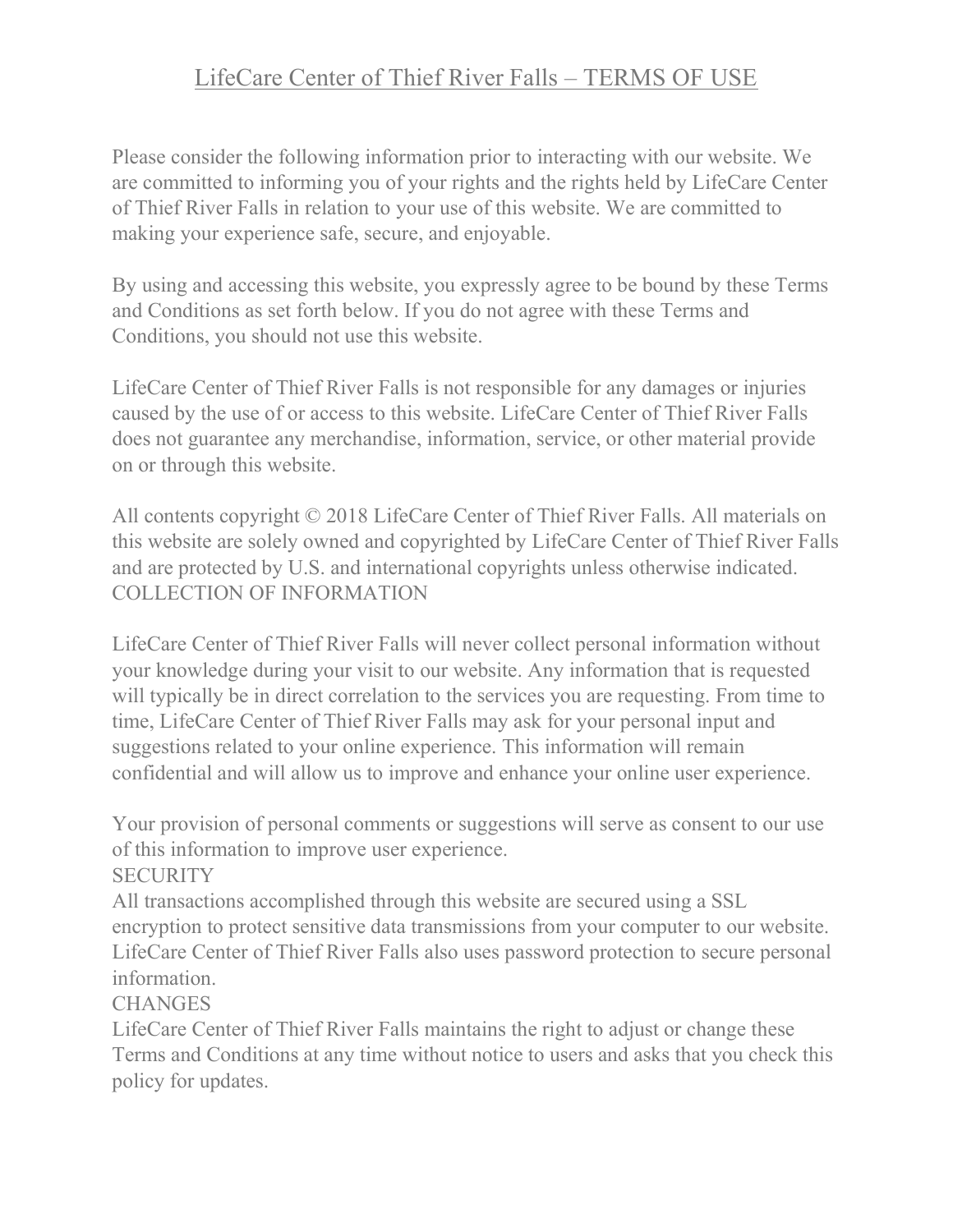# LifeCare Center of Thief River Falls – TERMS OF USE

Please consider the following information prior to interacting with our website. We are committed to informing you of your rights and the rights held by LifeCare Center of Thief River Falls in relation to your use of this website. We are committed to making your experience safe, secure, and enjoyable.

By using and accessing this website, you expressly agree to be bound by these Terms and Conditions as set forth below. If you do not agree with these Terms and Conditions, you should not use this website.

LifeCare Center of Thief River Falls is not responsible for any damages or injuries caused by the use of or access to this website. LifeCare Center of Thief River Falls does not guarantee any merchandise, information, service, or other material provide on or through this website.

All contents copyright © 2018 LifeCare Center of Thief River Falls. All materials on this website are solely owned and copyrighted by LifeCare Center of Thief River Falls and are protected by U.S. and international copyrights unless otherwise indicated.

## COLLECTION OF INFORMATION

LifeCare Center of Thief River Falls will never collect personal information without your knowledge during your visit to our website. Any information that is requested will typically be in direct correlation to the services you are requesting. From time to time, LifeCare Center of Thief River Falls may ask for your personal input and suggestions related to your online experience. This information will remain confidential and will allow us to improve and enhance your online user experience.

Your provision of personal comments or suggestions will serve as consent to our use of this information to improve user experience.

## SECURITY

All transactions accomplished through this website are secured using a SSL encryption to protect sensitive data transmissions from your computer to our website. LifeCare Center of Thief River Falls also uses password protection to secure personal information.

## CHANGES

LifeCare Center of Thief River Falls maintains the right to adjust or change these Terms and Conditions at any time without notice to users and asks that you check this policy for updates.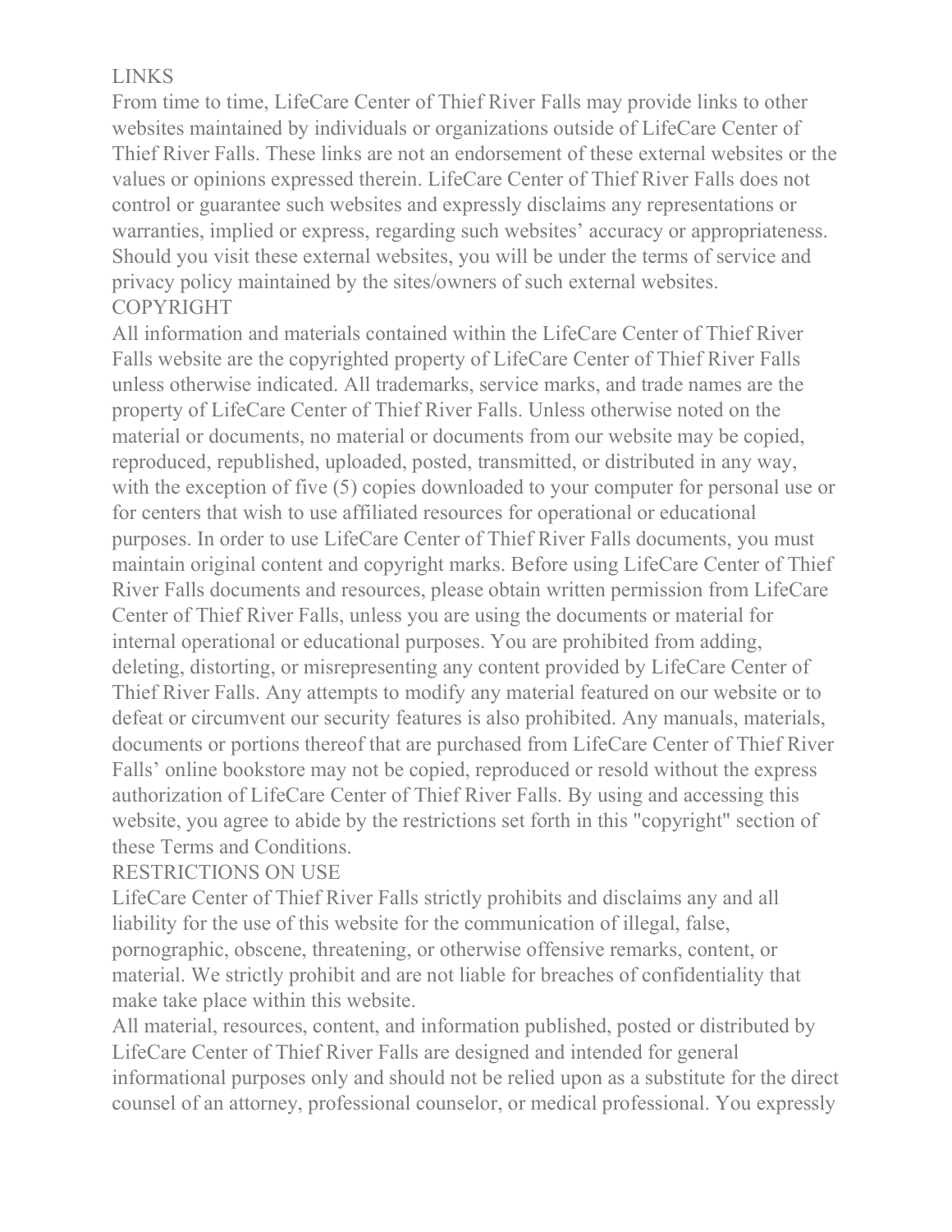## LINKS

From time to time, LifeCare Center of Thief River Falls may provide links to other websites maintained by individuals or organizations outside of LifeCare Center of Thief River Falls. These links are not an endorsement of these external websites or the values or opinions expressed therein. LifeCare Center of Thief River Falls does not control or guarantee such websites and expressly disclaims any representations or warranties, implied or express, regarding such websites' accuracy or appropriateness. Should you visit these external websites, you will be under the terms of service and privacy policy maintained by the sites/owners of such external websites.

## COPYRIGHT

All information and materials contained within the LifeCare Center of Thief River Falls website are the copyrighted property of LifeCare Center of Thief River Falls unless otherwise indicated. All trademarks, service marks, and trade names are the property of LifeCare Center of Thief River Falls. Unless otherwise noted on the material or documents, no material or documents from our website may be copied, reproduced, republished, uploaded, posted, transmitted, or distributed in any way, with the exception of five (5) copies downloaded to your computer for personal use or for centers that wish to use affiliated resources for operational or educational purposes. In order to use LifeCare Center of Thief River Falls documents, you must maintain original content and copyright marks. Before using LifeCare Center of Thief River Falls documents and resources, please obtain written permission from LifeCare Center of Thief River Falls, unless you are using the documents or material for internal operational or educational purposes. You are prohibited from adding, deleting, distorting, or misrepresenting any content provided by LifeCare Center of Thief River Falls. Any attempts to modify any material featured on our website or to defeat or circumvent our security features is also prohibited. Any manuals, materials, documents or portions thereof that are purchased from LifeCare Center of Thief River Falls' online bookstore may not be copied, reproduced or resold without the express authorization of LifeCare Center of Thief River Falls. By using and accessing this website, you agree to abide by the restrictions set forth in this "copyright" section of these Terms and Conditions.

## RESTRICTIONS ON USE

LifeCare Center of Thief River Falls strictly prohibits and disclaims any and all liability for the use of this website for the communication of illegal, false, pornographic, obscene, threatening, or otherwise offensive remarks, content, or material. We strictly prohibit and are not liable for breaches of confidentiality that make take place within this website.

All material, resources, content, and information published, posted or distributed by LifeCare Center of Thief River Falls are designed and intended for general informational purposes only and should not be relied upon as a substitute for the direct counsel of an attorney, professional counselor, or medical professional. You expressly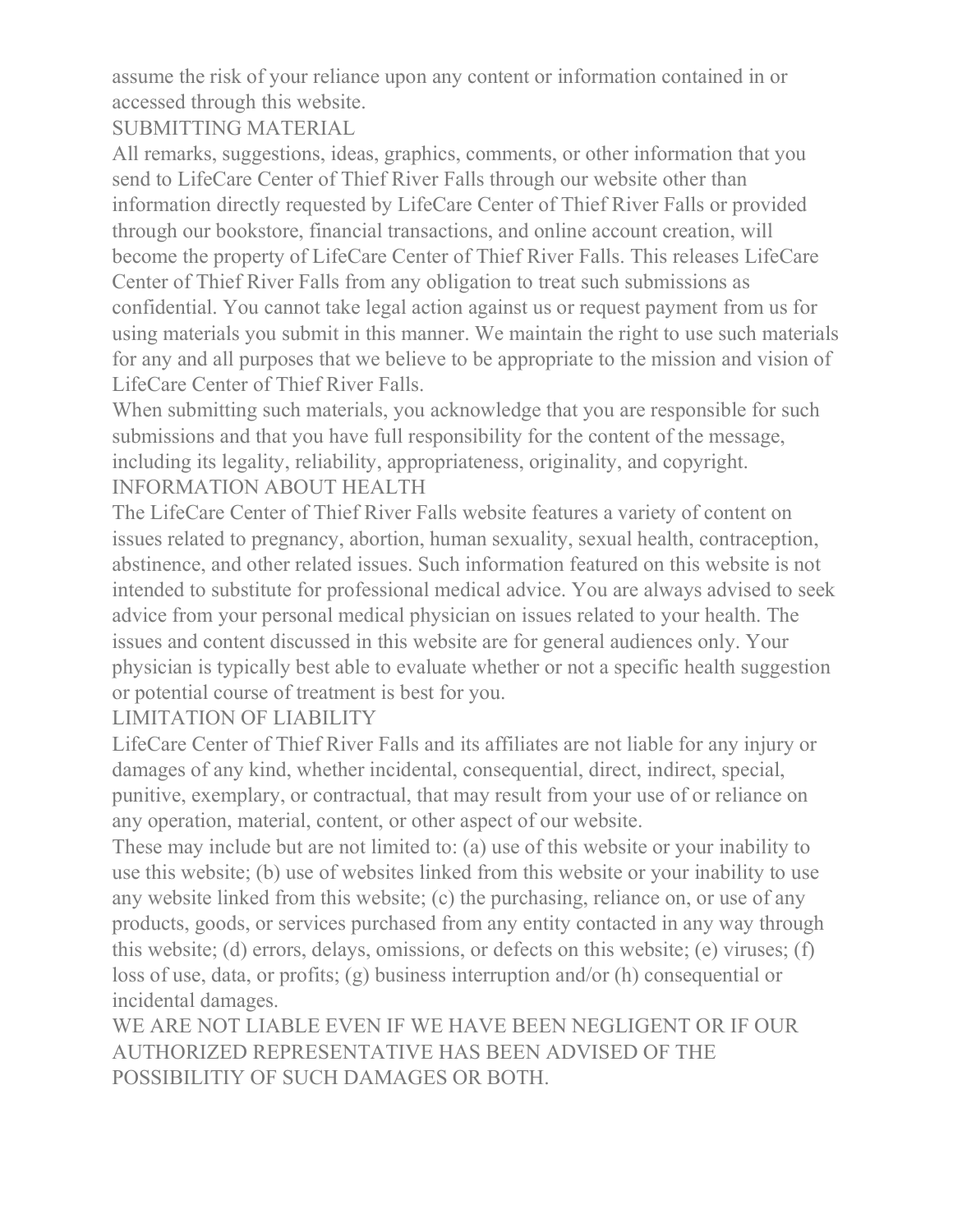assume the risk of your reliance upon any content or information contained in or accessed through this website.

## SUBMITTING MATERIAL

All remarks, suggestions, ideas, graphics, comments, or other information that you send to LifeCare Center of Thief River Falls through our website other than information directly requested by LifeCare Center of Thief River Falls or provided through our bookstore, financial transactions, and online account creation, will become the property of LifeCare Center of Thief River Falls. This releases LifeCare Center of Thief River Falls from any obligation to treat such submissions as confidential. You cannot take legal action against us or request payment from us for using materials you submit in this manner. We maintain the right to use such materials for any and all purposes that we believe to be appropriate to the mission and vision of LifeCare Center of Thief River Falls.

When submitting such materials, you acknowledge that you are responsible for such submissions and that you have full responsibility for the content of the message, including its legality, reliability, appropriateness, originality, and copyright.

## INFORMATION ABOUT HEALTH

The LifeCare Center of Thief River Falls website features a variety of content on issues related to pregnancy, abortion, human sexuality, sexual health, contraception, abstinence, and other related issues. Such information featured on this website is not intended to substitute for professional medical advice. You are always advised to seek advice from your personal medical physician on issues related to your health. The issues and content discussed in this website are for general audiences only. Your physician is typically best able to evaluate whether or not a specific health suggestion or potential course of treatment is best for you.

## LIMITATION OF LIABILITY

LifeCare Center of Thief River Falls and its affiliates are not liable for any injury or damages of any kind, whether incidental, consequential, direct, indirect, special, punitive, exemplary, or contractual, that may result from your use of or reliance on any operation, material, content, or other aspect of our website.

These may include but are not limited to: (a) use of this website or your inability to use this website; (b) use of websites linked from this website or your inability to use any website linked from this website; (c) the purchasing, reliance on, or use of any products, goods, or services purchased from any entity contacted in any way through this website; (d) errors, delays, omissions, or defects on this website; (e) viruses; (f) loss of use, data, or profits; (g) business interruption and/or (h) consequential or incidental damages.

WE ARE NOT LIABLE EVEN IF WE HAVE BEEN NEGLIGENT OR IF OUR AUTHORIZED REPRESENTATIVE HAS BEEN ADVISED OF THE POSSIBILITIY OF SUCH DAMAGES OR BOTH.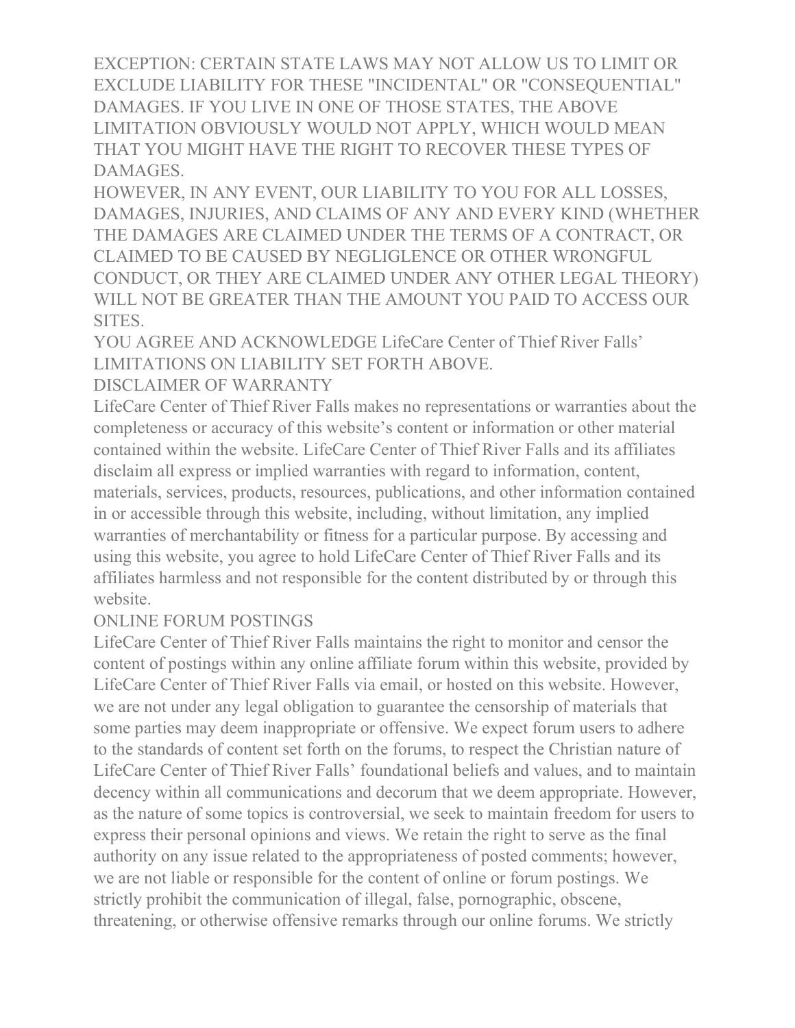EXCEPTION: CERTAIN STATE LAWS MAY NOT ALLOW US TO LIMIT OR EXCLUDE LIABILITY FOR THESE "INCIDENTAL" OR "CONSEQUENTIAL" DAMAGES. IF YOU LIVE IN ONE OF THOSE STATES, THE ABOVE LIMITATION OBVIOUSLY WOULD NOT APPLY, WHICH WOULD MEAN THAT YOU MIGHT HAVE THE RIGHT TO RECOVER THESE TYPES OF DAMAGES.

HOWEVER, IN ANY EVENT, OUR LIABILITY TO YOU FOR ALL LOSSES, DAMAGES, INJURIES, AND CLAIMS OF ANY AND EVERY KIND (WHETHER THE DAMAGES ARE CLAIMED UNDER THE TERMS OF A CONTRACT, OR CLAIMED TO BE CAUSED BY NEGLIGLENCE OR OTHER WRONGFUL CONDUCT, OR THEY ARE CLAIMED UNDER ANY OTHER LEGAL THEORY) WILL NOT BE GREATER THAN THE AMOUNT YOU PAID TO ACCESS OUR SITES.

YOU AGREE AND ACKNOWLEDGE LifeCare Center of Thief River Falls' LIMITATIONS ON LIABILITY SET FORTH ABOVE.

## DISCLAIMER OF WARRANTY

LifeCare Center of Thief River Falls makes no representations or warranties about the completeness or accuracy of this website's content or information or other material contained within the website. LifeCare Center of Thief River Falls and its affiliates disclaim all express or implied warranties with regard to information, content, materials, services, products, resources, publications, and other information contained in or accessible through this website, including, without limitation, any implied warranties of merchantability or fitness for a particular purpose. By accessing and using this website, you agree to hold LifeCare Center of Thief River Falls and its affiliates harmless and not responsible for the content distributed by or through this website.

## ONLINE FORUM POSTINGS

LifeCare Center of Thief River Falls maintains the right to monitor and censor the content of postings within any online affiliate forum within this website, provided by LifeCare Center of Thief River Falls via email, or hosted on this website. However, we are not under any legal obligation to guarantee the censorship of materials that some parties may deem inappropriate or offensive. We expect forum users to adhere to the standards of content set forth on the forums, to respect the Christian nature of LifeCare Center of Thief River Falls' foundational beliefs and values, and to maintain decency within all communications and decorum that we deem appropriate. However, as the nature of some topics is controversial, we seek to maintain freedom for users to express their personal opinions and views. We retain the right to serve as the final authority on any issue related to the appropriateness of posted comments; however, we are not liable or responsible for the content of online or forum postings. We strictly prohibit the communication of illegal, false, pornographic, obscene, threatening, or otherwise offensive remarks through our online forums. We strictly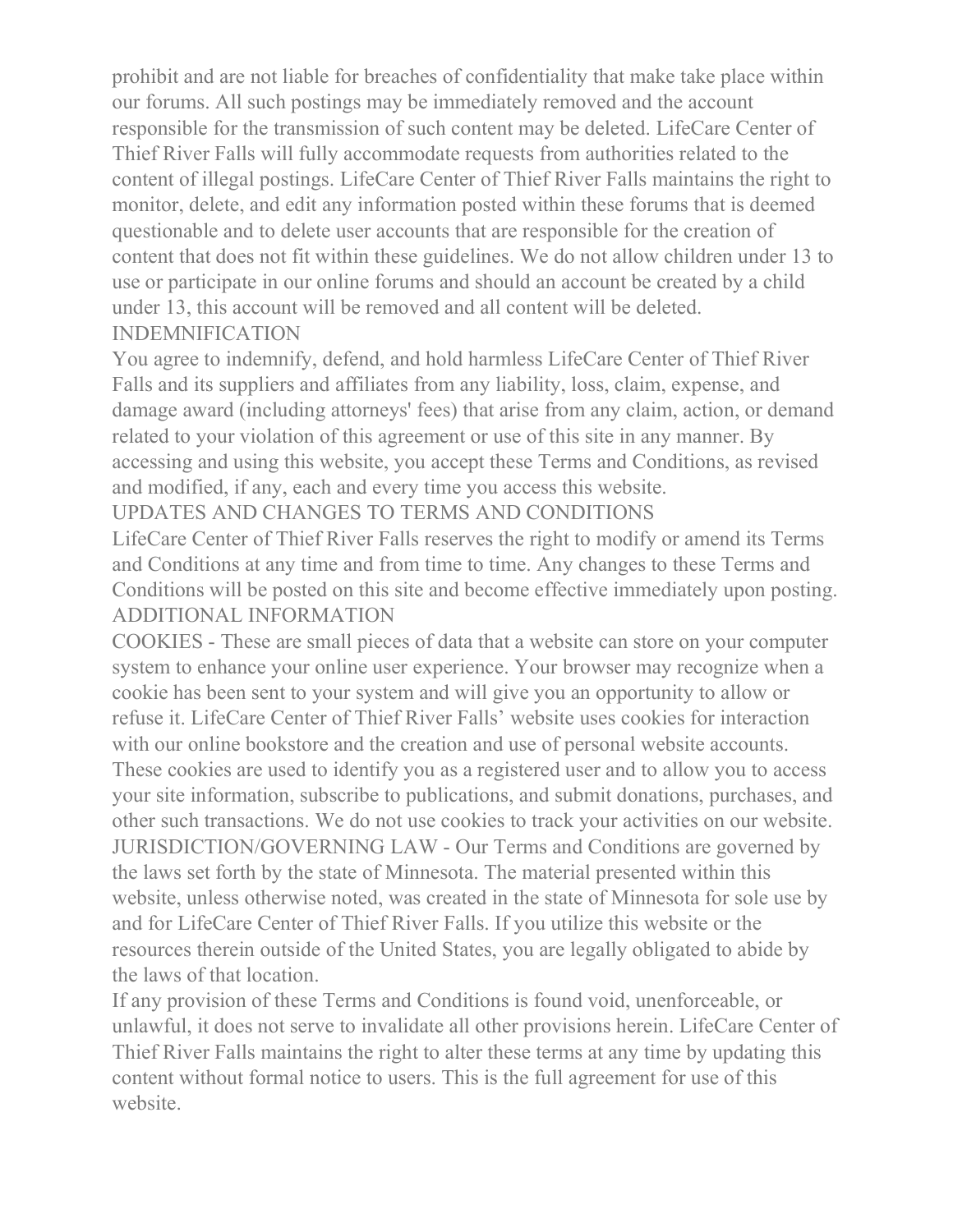prohibit and are not liable for breaches of confidentiality that make take place within our forums. All such postings may be immediately removed and the account responsible for the transmission of such content may be deleted. LifeCare Center of Thief River Falls will fully accommodate requests from authorities related to the content of illegal postings. LifeCare Center of Thief River Falls maintains the right to monitor, delete, and edit any information posted within these forums that is deemed questionable and to delete user accounts that are responsible for the creation of content that does not fit within these guidelines. We do not allow children under 13 to use or participate in our online forums and should an account be created by a child under 13, this account will be removed and all content will be deleted.

## INDEMNIFICATION

You agree to indemnify, defend, and hold harmless LifeCare Center of Thief River Falls and its suppliers and affiliates from any liability, loss, claim, expense, and damage award (including attorneys' fees) that arise from any claim, action, or demand related to your violation of this agreement or use of this site in any manner. By accessing and using this website, you accept these Terms and Conditions, as revised and modified, if any, each and every time you access this website.

## UPDATES AND CHANGES TO TERMS AND CONDITIONS

LifeCare Center of Thief River Falls reserves the right to modify or amend its Terms and Conditions at any time and from time to time. Any changes to these Terms and Conditions will be posted on this site and become effective immediately upon posting.

## ADDITIONAL INFORMATION

COOKIES - These are small pieces of data that a website can store on your computer system to enhance your online user experience. Your browser may recognize when a cookie has been sent to your system and will give you an opportunity to allow or refuse it. LifeCare Center of Thief River Falls' website uses cookies for interaction with our online bookstore and the creation and use of personal website accounts. These cookies are used to identify you as a registered user and to allow you to access your site information, subscribe to publications, and submit donations, purchases, and other such transactions. We do not use cookies to track your activities on our website.

JURISDICTION/GOVERNING LAW - Our Terms and Conditions are governed by the laws set forth by the state of Minnesota. The material presented within this website, unless otherwise noted, was created in the state of Minnesota for sole use by and for LifeCare Center of Thief River Falls. If you utilize this website or the resources therein outside of the United States, you are legally obligated to abide by the laws of that location.

If any provision of these Terms and Conditions is found void, unenforceable, or unlawful, it does not serve to invalidate all other provisions herein. LifeCare Center of Thief River Falls maintains the right to alter these terms at any time by updating this content without formal notice to users. This is the full agreement for use of this website.